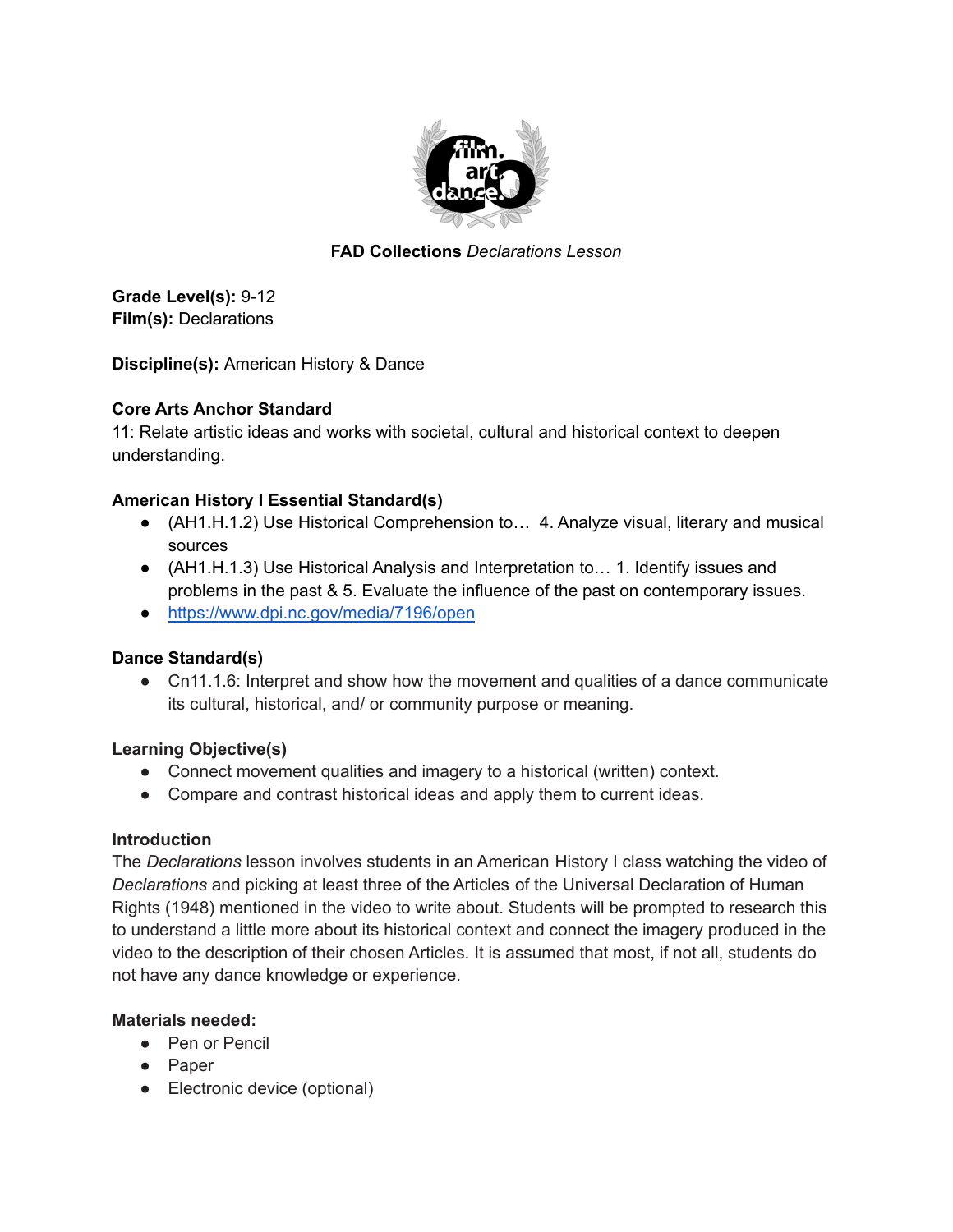**FAD Collections** *Declarations Lesson*

**Grade Level(s):** 9-12
**Film(s):** Declarations

**Discipline(s):** American History & Dance

**Core Arts Anchor Standard**

11: Relate artistic ideas and works with societal, cultural and historical context to deepen understanding.

**American History I Essential Standard(s)**

- (AH1.H.1.2) Use Historical Comprehension to… 4. Analyze visual, literary and musical sources
- (AH1.H.1.3) Use Historical Analysis and Interpretation to… 1. Identify issues and problems in the past & 5. Evaluate the influence of the past on contemporary issues.
- https://www.dpi.nc.gov/media/7196/open

**Dance Standard(s)**

- Cn11.1.6: Interpret and show how the movement and qualities of a dance communicate its cultural, historical, and/ or community purpose or meaning.

**Learning Objective(s)**

- Connect movement qualities and imagery to a historical (written) context.
- Compare and contrast historical ideas and apply them to current ideas.

**Introduction**

The *Declarations* lesson involves students in an American History I class watching the video of *Declarations* and picking at least three of the Articles of the Universal Declaration of Human Rights (1948) mentioned in the video to write about. Students will be prompted to research this to understand a little more about its historical context and connect the imagery produced in the video to the description of their chosen Articles. It is assumed that most, if not all, students do not have any dance knowledge or experience.

**Materials needed:**

- Pen or Pencil
- Paper
- Electronic device (optional)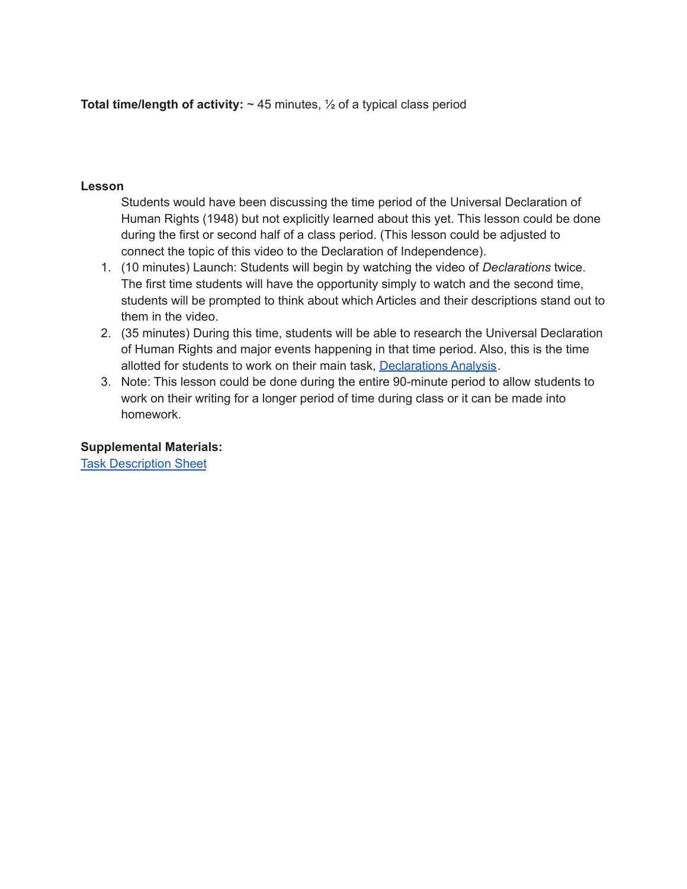**Total time/length of activity:** ~ 45 minutes, ½ of a typical class period

**Lesson**

Students would have been discussing the time period of the Universal Declaration of Human Rights (1948) but not explicitly learned about this yet. This lesson could be done during the first or second half of a class period. (This lesson could be adjusted to connect the topic of this video to the Declaration of Independence).

1. (10 minutes) Launch: Students will begin by watching the video of *Declarations* twice. The first time students will have the opportunity simply to watch and the second time, students will be prompted to think about which Articles and their descriptions stand out to them in the video.
2. (35 minutes) During this time, students will be able to research the Universal Declaration of Human Rights and major events happening in that time period. Also, this is the time allotted for students to work on their main task, Declarations Analysis.
3. Note: This lesson could be done during the entire 90-minute period to allow students to work on their writing for a longer period of time during class or it can be made into homework.

**Supplemental Materials:**

Task Description Sheet